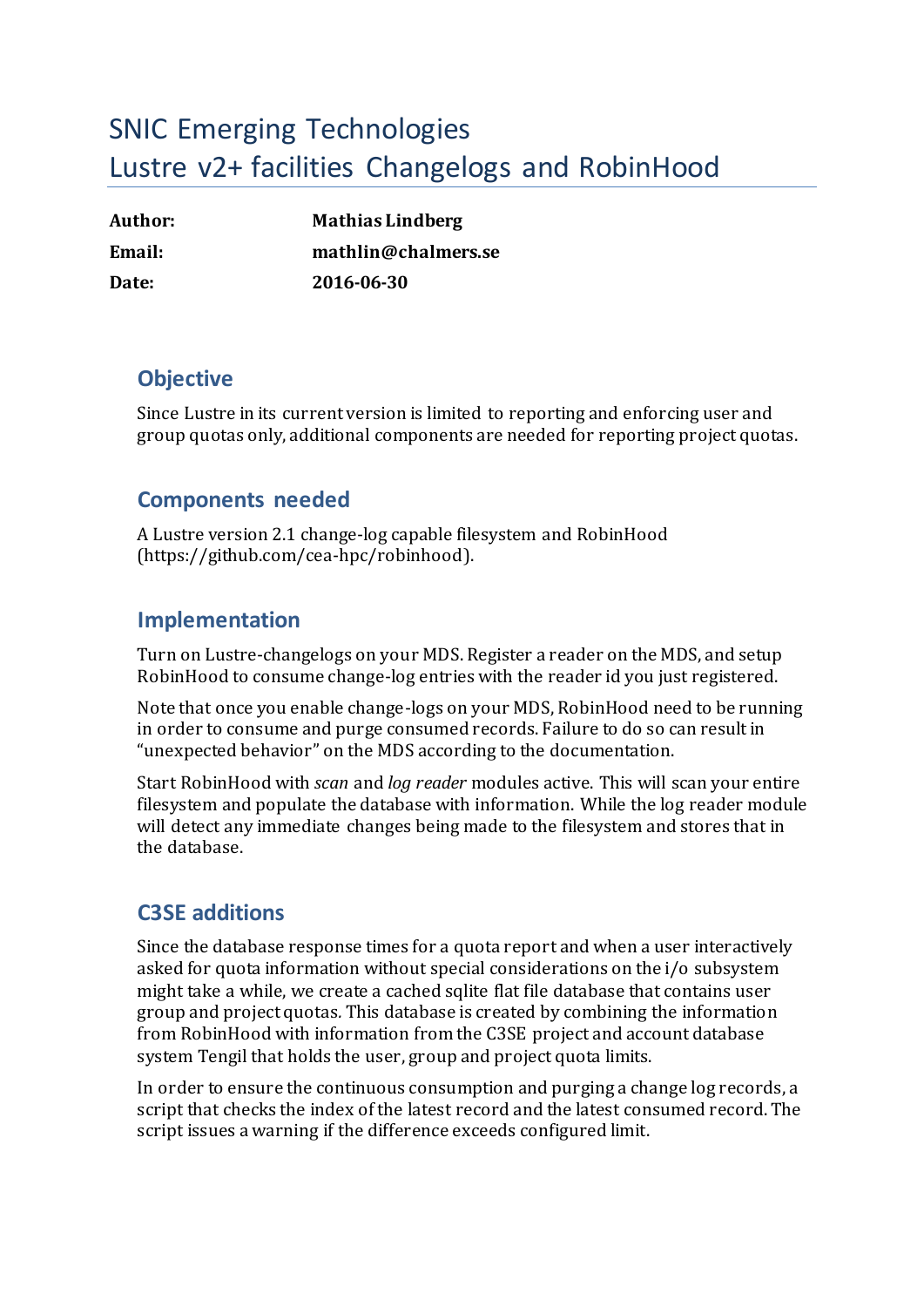# SNIC Emerging Technologies
# Lustre v2+ facilities Changelogs and RobinHood

| | |
|---|---|
| **Author:** | **Mathias Lindberg** |
| **Email:** | **mathlin@chalmers.se** |
| **Date:** | **2016-06-30** |

## Objective

Since Lustre in its current version is limited to reporting and enforcing user and group quotas only, additional components are needed for reporting project quotas.

## Components needed

A Lustre version 2.1 change-log capable filesystem and RobinHood (https://github.com/cea-hpc/robinhood).

## Implementation

Turn on Lustre-changelogs on your MDS. Register a reader on the MDS, and setup RobinHood to consume change-log entries with the reader id you just registered.

Note that once you enable change-logs on your MDS, RobinHood need to be running in order to consume and purge consumed records. Failure to do so can result in "unexpected behavior" on the MDS according to the documentation.

Start RobinHood with *scan* and *log reader* modules active. This will scan your entire filesystem and populate the database with information. While the log reader module will detect any immediate changes being made to the filesystem and stores that in the database.

## C3SE additions

Since the database response times for a quota report and when a user interactively asked for quota information without special considerations on the i/o subsystem might take a while, we create a cached sqlite flat file database that contains user group and project quotas. This database is created by combining the information from RobinHood with information from the C3SE project and account database system Tengil that holds the user, group and project quota limits.

In order to ensure the continuous consumption and purging a change log records, a script that checks the index of the latest record and the latest consumed record. The script issues a warning if the difference exceeds configured limit.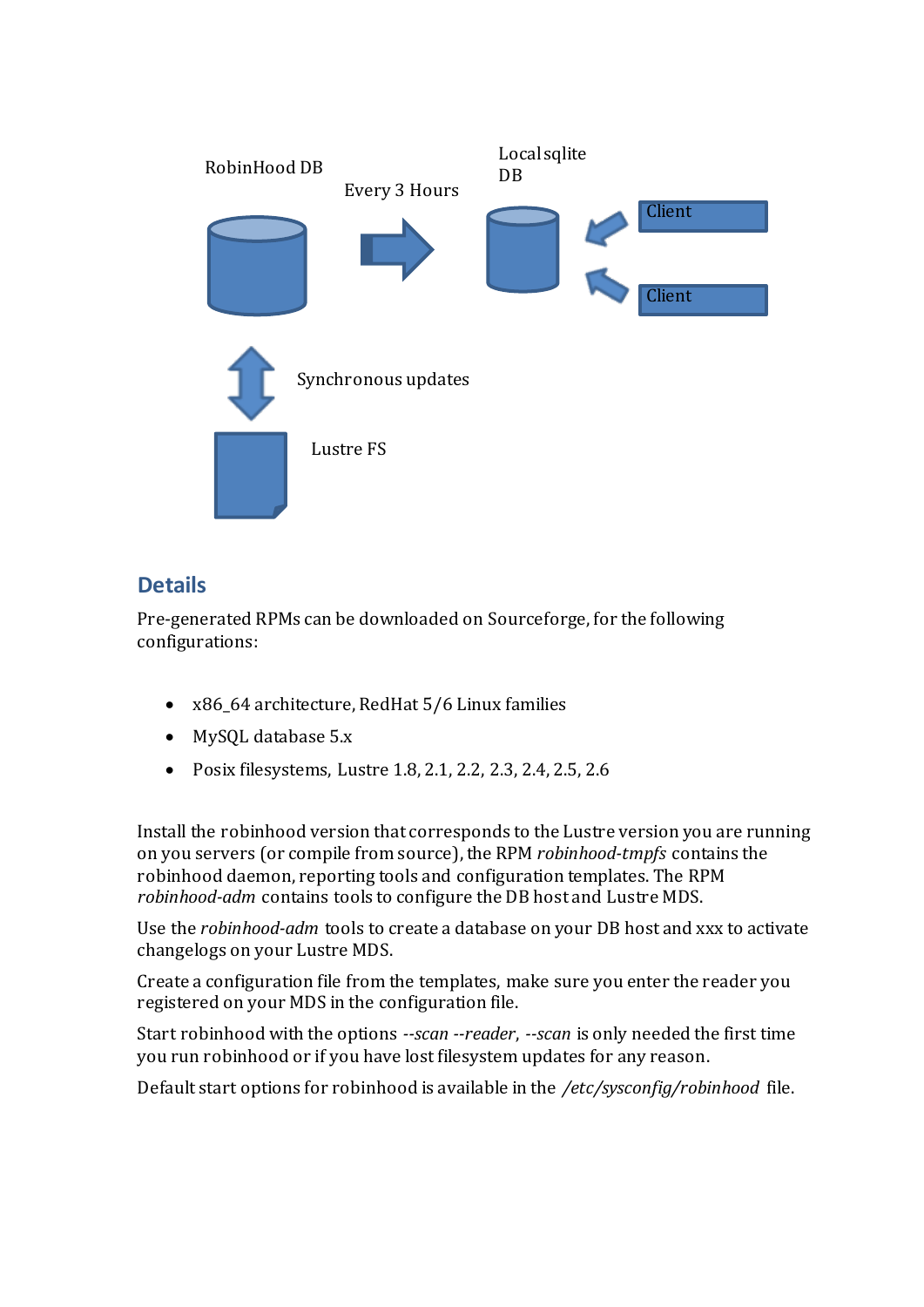## Details

Pre-generated RPMs can be downloaded on Sourceforge, for the following configurations:

- x86_64 architecture, RedHat 5/6 Linux families
- MySQL database 5.x
- Posix filesystems, Lustre 1.8, 2.1, 2.2, 2.3, 2.4, 2.5, 2.6

Install the robinhood version that corresponds to the Lustre version you are running on you servers (or compile from source), the RPM *robinhood-tmpfs* contains the robinhood daemon, reporting tools and configuration templates. The RPM *robinhood-adm* contains tools to configure the DB host and Lustre MDS.

Use the *robinhood-adm* tools to create a database on your DB host and xxx to activate changelogs on your Lustre MDS.

Create a configuration file from the templates, make sure you enter the reader you registered on your MDS in the configuration file.

Start robinhood with the options *--scan --reader*, *--scan* is only needed the first time you run robinhood or if you have lost filesystem updates for any reason.

Default start options for robinhood is available in the */etc/sysconfig/robinhood* file.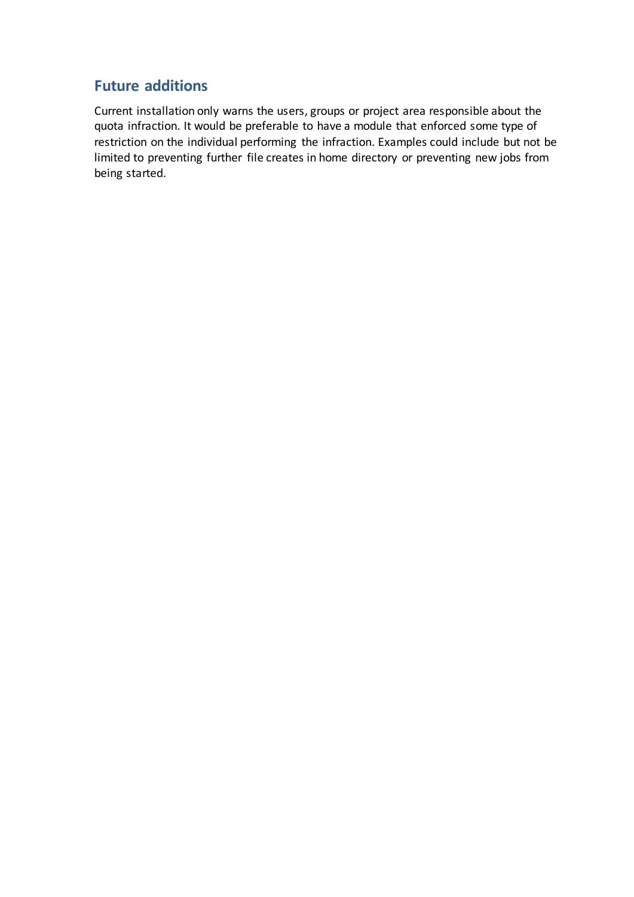## Future additions

Current installation only warns the users, groups or project area responsible about the quota infraction. It would be preferable to have a module that enforced some type of restriction on the individual performing the infraction. Examples could include but not be limited to preventing further file creates in home directory or preventing new jobs from being started.